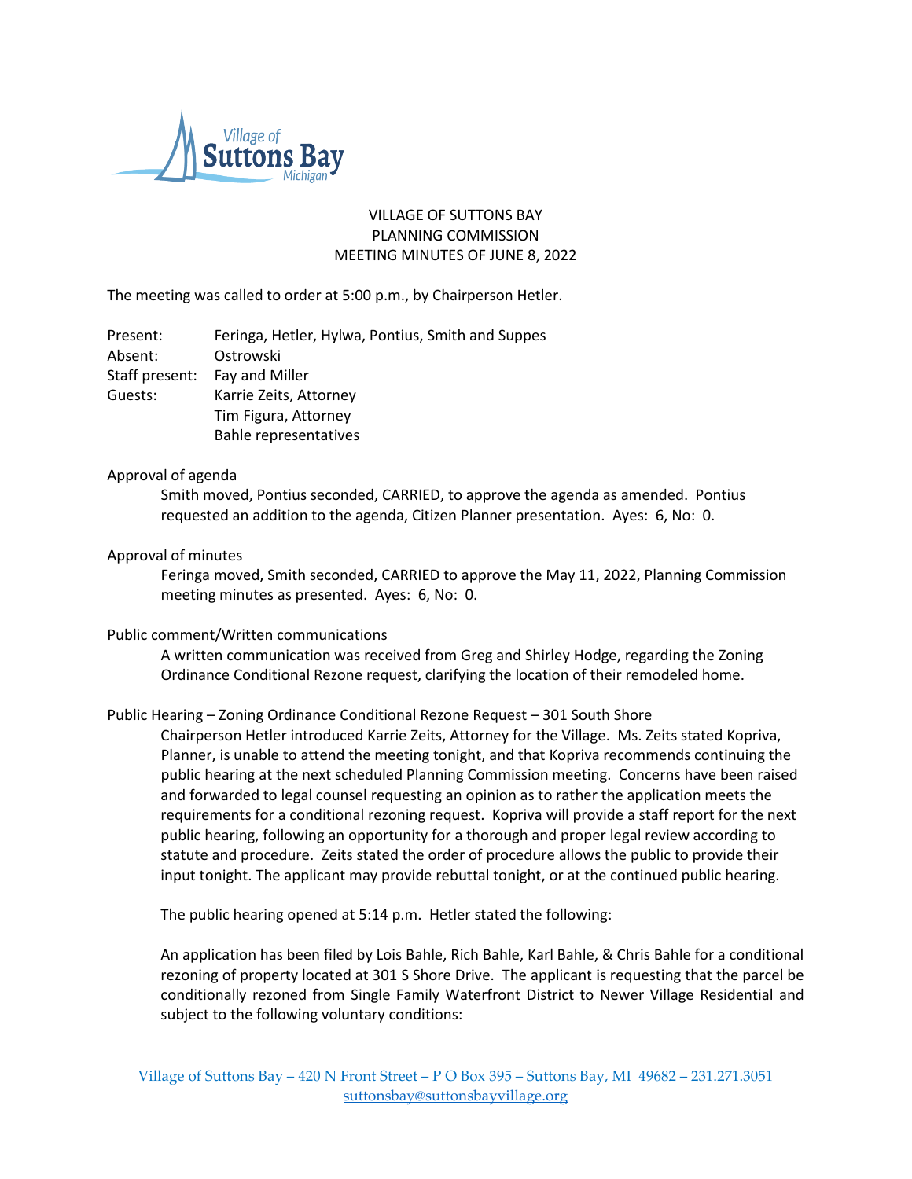VILLAGE OF SUTTONS BAY
PLANNING COMMISSION
MEETING MINUTES OF JUNE 8, 2022

The meeting was called to order at 5:00 p.m., by Chairperson Hetler.

Present: Feringa, Hetler, Hylwa, Pontius, Smith and Suppes
Absent: Ostrowski
Staff present: Fay and Miller
Guests: Karrie Zeits, Attorney
Tim Figura, Attorney
Bahle representatives

Approval of agenda

Smith moved, Pontius seconded, CARRIED, to approve the agenda as amended. Pontius requested an addition to the agenda, Citizen Planner presentation. Ayes: 6, No: 0.

Approval of minutes

Feringa moved, Smith seconded, CARRIED to approve the May 11, 2022, Planning Commission meeting minutes as presented. Ayes: 6, No: 0.

Public comment/Written communications

A written communication was received from Greg and Shirley Hodge, regarding the Zoning Ordinance Conditional Rezone request, clarifying the location of their remodeled home.

Public Hearing – Zoning Ordinance Conditional Rezone Request – 301 South Shore

Chairperson Hetler introduced Karrie Zeits, Attorney for the Village. Ms. Zeits stated Kopriva, Planner, is unable to attend the meeting tonight, and that Kopriva recommends continuing the public hearing at the next scheduled Planning Commission meeting. Concerns have been raised and forwarded to legal counsel requesting an opinion as to rather the application meets the requirements for a conditional rezoning request. Kopriva will provide a staff report for the next public hearing, following an opportunity for a thorough and proper legal review according to statute and procedure. Zeits stated the order of procedure allows the public to provide their input tonight. The applicant may provide rebuttal tonight, or at the continued public hearing.

The public hearing opened at 5:14 p.m. Hetler stated the following:

An application has been filed by Lois Bahle, Rich Bahle, Karl Bahle, & Chris Bahle for a conditional rezoning of property located at 301 S Shore Drive. The applicant is requesting that the parcel be conditionally rezoned from Single Family Waterfront District to Newer Village Residential and subject to the following voluntary conditions: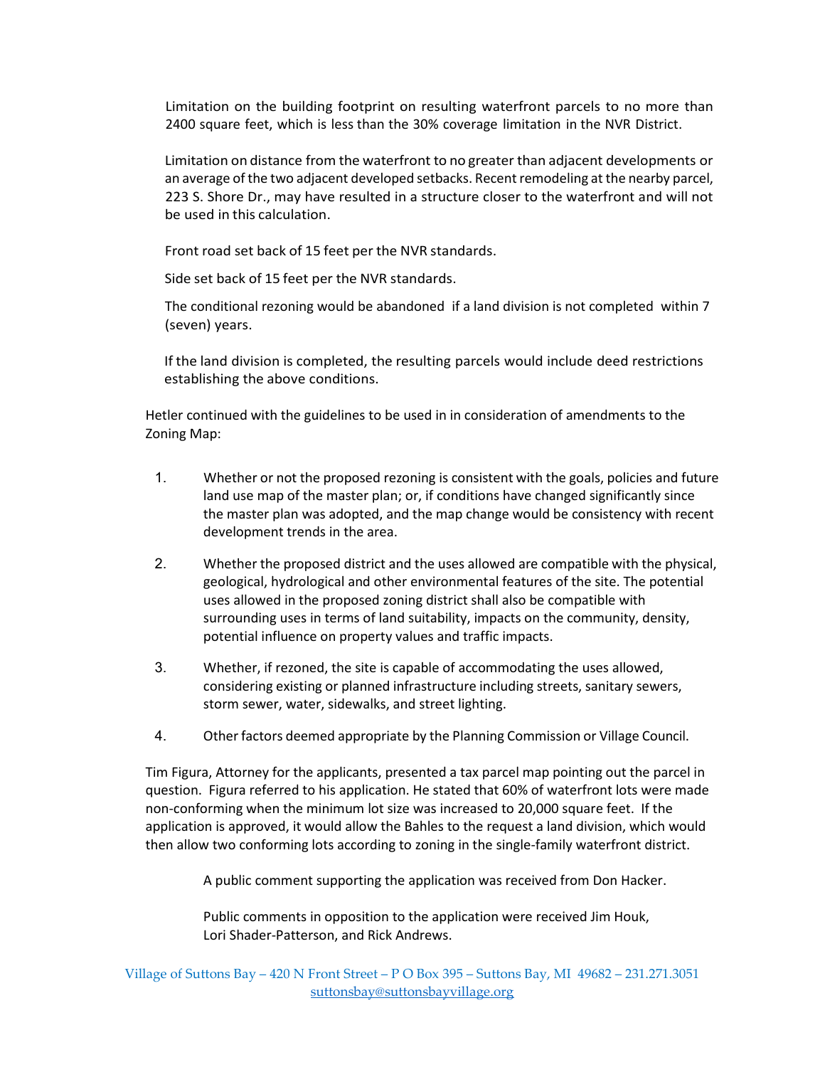Limitation on the building footprint on resulting waterfront parcels to no more than 2400 square feet, which is less than the 30% coverage limitation in the NVR District.

Limitation on distance from the waterfront to no greater than adjacent developments or an average of the two adjacent developed setbacks. Recent remodeling at the nearby parcel, 223 S. Shore Dr., may have resulted in a structure closer to the waterfront and will not be used in this calculation.

Front road set back of 15 feet per the NVR standards.

Side set back of 15 feet per the NVR standards.

The conditional rezoning would be abandoned if a land division is not completed within 7 (seven) years.

If the land division is completed, the resulting parcels would include deed restrictions establishing the above conditions.

Hetler continued with the guidelines to be used in in consideration of amendments to the Zoning Map:

1. Whether or not the proposed rezoning is consistent with the goals, policies and future land use map of the master plan; or, if conditions have changed significantly since the master plan was adopted, and the map change would be consistency with recent development trends in the area.
2. Whether the proposed district and the uses allowed are compatible with the physical, geological, hydrological and other environmental features of the site. The potential uses allowed in the proposed zoning district shall also be compatible with surrounding uses in terms of land suitability, impacts on the community, density, potential influence on property values and traffic impacts.
3. Whether, if rezoned, the site is capable of accommodating the uses allowed, considering existing or planned infrastructure including streets, sanitary sewers, storm sewer, water, sidewalks, and street lighting.
4. Other factors deemed appropriate by the Planning Commission or Village Council.

Tim Figura, Attorney for the applicants, presented a tax parcel map pointing out the parcel in question. Figura referred to his application. He stated that 60% of waterfront lots were made non-conforming when the minimum lot size was increased to 20,000 square feet. If the application is approved, it would allow the Bahles to the request a land division, which would then allow two conforming lots according to zoning in the single-family waterfront district.

A public comment supporting the application was received from Don Hacker.

Public comments in opposition to the application were received Jim Houk, Lori Shader-Patterson, and Rick Andrews.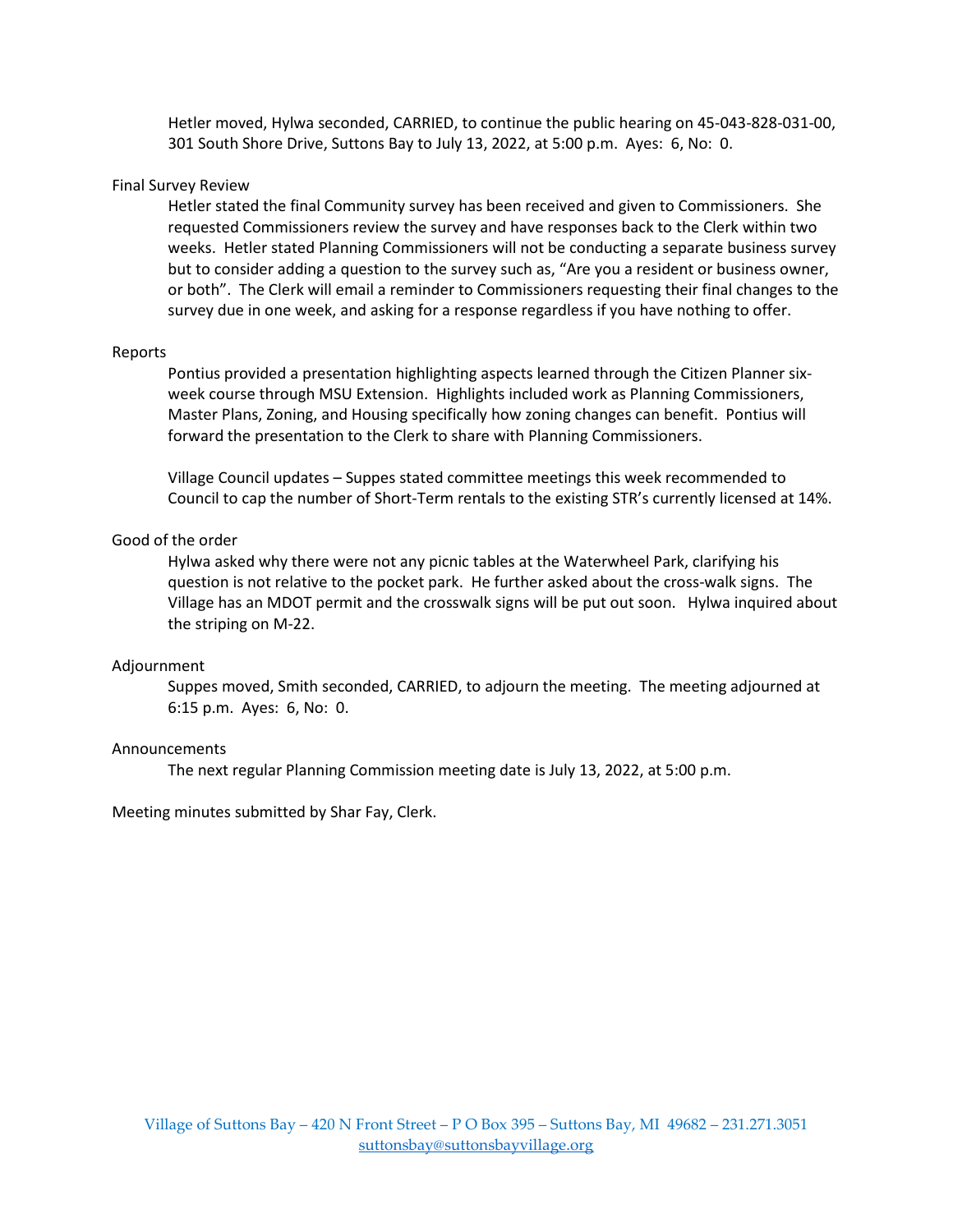Hetler moved, Hylwa seconded, CARRIED, to continue the public hearing on 45-043-828-031-00, 301 South Shore Drive, Suttons Bay to July 13, 2022, at 5:00 p.m. Ayes: 6, No: 0.

Final Survey Review

Hetler stated the final Community survey has been received and given to Commissioners. She requested Commissioners review the survey and have responses back to the Clerk within two weeks. Hetler stated Planning Commissioners will not be conducting a separate business survey but to consider adding a question to the survey such as, "Are you a resident or business owner, or both". The Clerk will email a reminder to Commissioners requesting their final changes to the survey due in one week, and asking for a response regardless if you have nothing to offer.

Reports

Pontius provided a presentation highlighting aspects learned through the Citizen Planner six-week course through MSU Extension. Highlights included work as Planning Commissioners, Master Plans, Zoning, and Housing specifically how zoning changes can benefit. Pontius will forward the presentation to the Clerk to share with Planning Commissioners.

Village Council updates – Suppes stated committee meetings this week recommended to Council to cap the number of Short-Term rentals to the existing STR's currently licensed at 14%.

Good of the order

Hylwa asked why there were not any picnic tables at the Waterwheel Park, clarifying his question is not relative to the pocket park. He further asked about the cross-walk signs. The Village has an MDOT permit and the crosswalk signs will be put out soon. Hylwa inquired about the striping on M-22.

Adjournment

Suppes moved, Smith seconded, CARRIED, to adjourn the meeting. The meeting adjourned at 6:15 p.m. Ayes: 6, No: 0.

Announcements

The next regular Planning Commission meeting date is July 13, 2022, at 5:00 p.m.

Meeting minutes submitted by Shar Fay, Clerk.

Village of Suttons Bay – 420 N Front Street – P O Box 395 – Suttons Bay, MI 49682 – 231.271.3051
suttonsbay@suttonsbayvillage.org